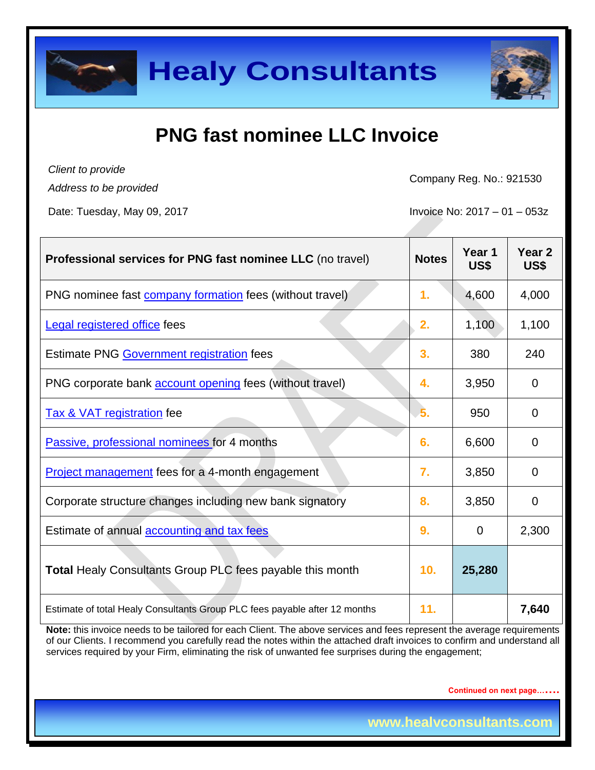# Healy Consultants

## PNG fast nominee LLC Invoice

*Client to provide*
*Address to be provided*

Company Reg. No.: 921530

Date: Tuesday, May 09, 2017

Invoice No: 2017 – 01 – 053z

| **Professional services for PNG fast nominee LLC** (no travel) | **Notes** | **Year 1 US$** | **Year 2 US$** |
|---|---|---|---|
| PNG nominee fast company formation fees (without travel) | 1. | 4,600 | 4,000 |
| Legal registered office fees | 2. | 1,100 | 1,100 |
| Estimate PNG Government registration fees | 3. | 380 | 240 |
| PNG corporate bank account opening fees (without travel) | 4. | 3,950 | 0 |
| Tax & VAT registration fee | 5. | 950 | 0 |
| Passive, professional nominees for 4 months | 6. | 6,600 | 0 |
| Project management fees for a 4-month engagement | 7. | 3,850 | 0 |
| Corporate structure changes including new bank signatory | 8. | 3,850 | 0 |
| Estimate of annual accounting and tax fees | 9. | 0 | 2,300 |
| **Total** Healy Consultants Group PLC fees payable this month | 10. | **25,280** | |
| Estimate of total Healy Consultants Group PLC fees payable after 12 months | 11. | | **7,640** |

**Note:** this invoice needs to be tailored for each Client. The above services and fees represent the average requirements of our Clients. I recommend you carefully read the notes within the attached draft invoices to confirm and understand all services required by your Firm, eliminating the risk of unwanted fee surprises during the engagement;

Continued on next page…….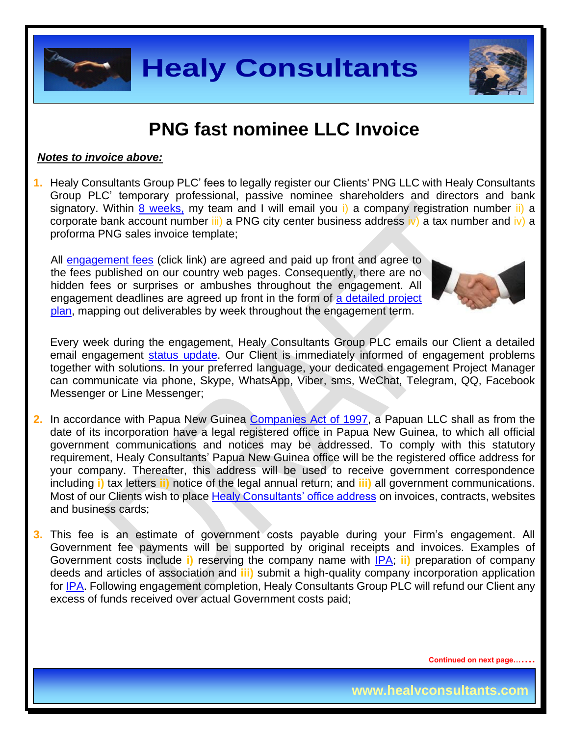# PNG fast nominee LLC Invoice

***Notes to invoice above:***

1. Healy Consultants Group PLC' fees to legally register our Clients' PNG LLC with Healy Consultants Group PLC' temporary professional, passive nominee shareholders and directors and bank signatory. Within 8 weeks, my team and I will email you i) a company registration number ii) a corporate bank account number iii) a PNG city center business address iv) a tax number and iv) a proforma PNG sales invoice template;

   All engagement fees (click link) are agreed and paid up front and agree to the fees published on our country web pages. Consequently, there are no hidden fees or surprises or ambushes throughout the engagement. All engagement deadlines are agreed up front in the form of a detailed project plan, mapping out deliverables by week throughout the engagement term.

   Every week during the engagement, Healy Consultants Group PLC emails our Client a detailed email engagement status update. Our Client is immediately informed of engagement problems together with solutions. In your preferred language, your dedicated engagement Project Manager can communicate via phone, Skype, WhatsApp, Viber, sms, WeChat, Telegram, QQ, Facebook Messenger or Line Messenger;

2. In accordance with Papua New Guinea Companies Act of 1997, a Papuan LLC shall as from the date of its incorporation have a legal registered office in Papua New Guinea, to which all official government communications and notices may be addressed. To comply with this statutory requirement, Healy Consultants' Papua New Guinea office will be the registered office address for your company. Thereafter, this address will be used to receive government correspondence including **i)** tax letters **ii)** notice of the legal annual return; and **iii)** all government communications. Most of our Clients wish to place Healy Consultants' office address on invoices, contracts, websites and business cards;

3. This fee is an estimate of government costs payable during your Firm's engagement. All Government fee payments will be supported by original receipts and invoices. Examples of Government costs include **i)** reserving the company name with IPA; **ii)** preparation of company deeds and articles of association and **iii)** submit a high-quality company incorporation application for IPA. Following engagement completion, Healy Consultants Group PLC will refund our Client any excess of funds received over actual Government costs paid;

**Continued on next page…….**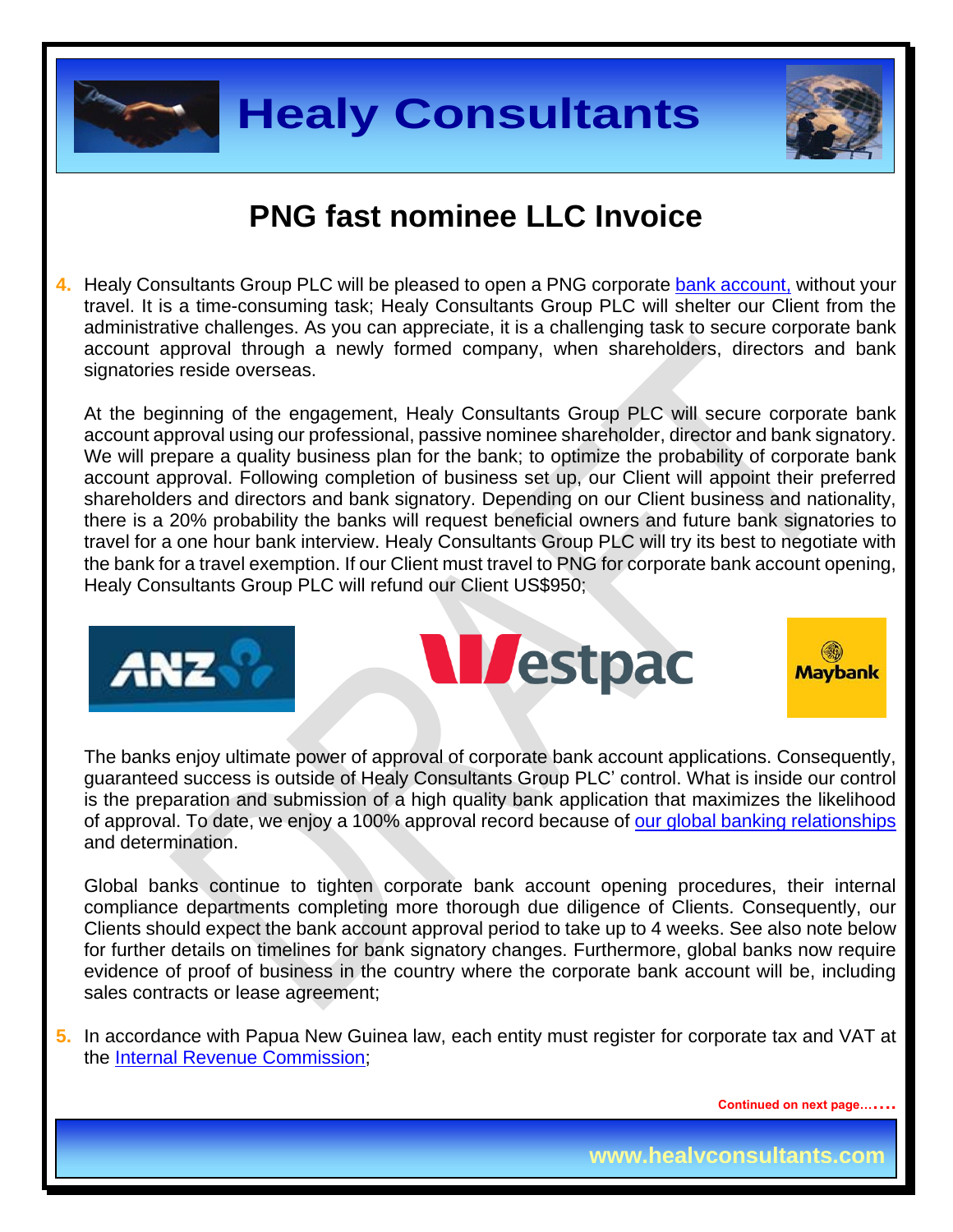# PNG fast nominee LLC Invoice

4. Healy Consultants Group PLC will be pleased to open a PNG corporate bank account, without your travel. It is a time-consuming task; Healy Consultants Group PLC will shelter our Client from the administrative challenges. As you can appreciate, it is a challenging task to secure corporate bank account approval through a newly formed company, when shareholders, directors and bank signatories reside overseas.

   At the beginning of the engagement, Healy Consultants Group PLC will secure corporate bank account approval using our professional, passive nominee shareholder, director and bank signatory. We will prepare a quality business plan for the bank; to optimize the probability of corporate bank account approval. Following completion of business set up, our Client will appoint their preferred shareholders and directors and bank signatory. Depending on our Client business and nationality, there is a 20% probability the banks will request beneficial owners and future bank signatories to travel for a one hour bank interview. Healy Consultants Group PLC will try its best to negotiate with the bank for a travel exemption. If our Client must travel to PNG for corporate bank account opening, Healy Consultants Group PLC will refund our Client US$950;

   The banks enjoy ultimate power of approval of corporate bank account applications. Consequently, guaranteed success is outside of Healy Consultants Group PLC' control. What is inside our control is the preparation and submission of a high quality bank application that maximizes the likelihood of approval. To date, we enjoy a 100% approval record because of our global banking relationships and determination.

   Global banks continue to tighten corporate bank account opening procedures, their internal compliance departments completing more thorough due diligence of Clients. Consequently, our Clients should expect the bank account approval period to take up to 4 weeks. See also note below for further details on timelines for bank signatory changes. Furthermore, global banks now require evidence of proof of business in the country where the corporate bank account will be, including sales contracts or lease agreement;

5. In accordance with Papua New Guinea law, each entity must register for corporate tax and VAT at the Internal Revenue Commission;

Continued on next page…….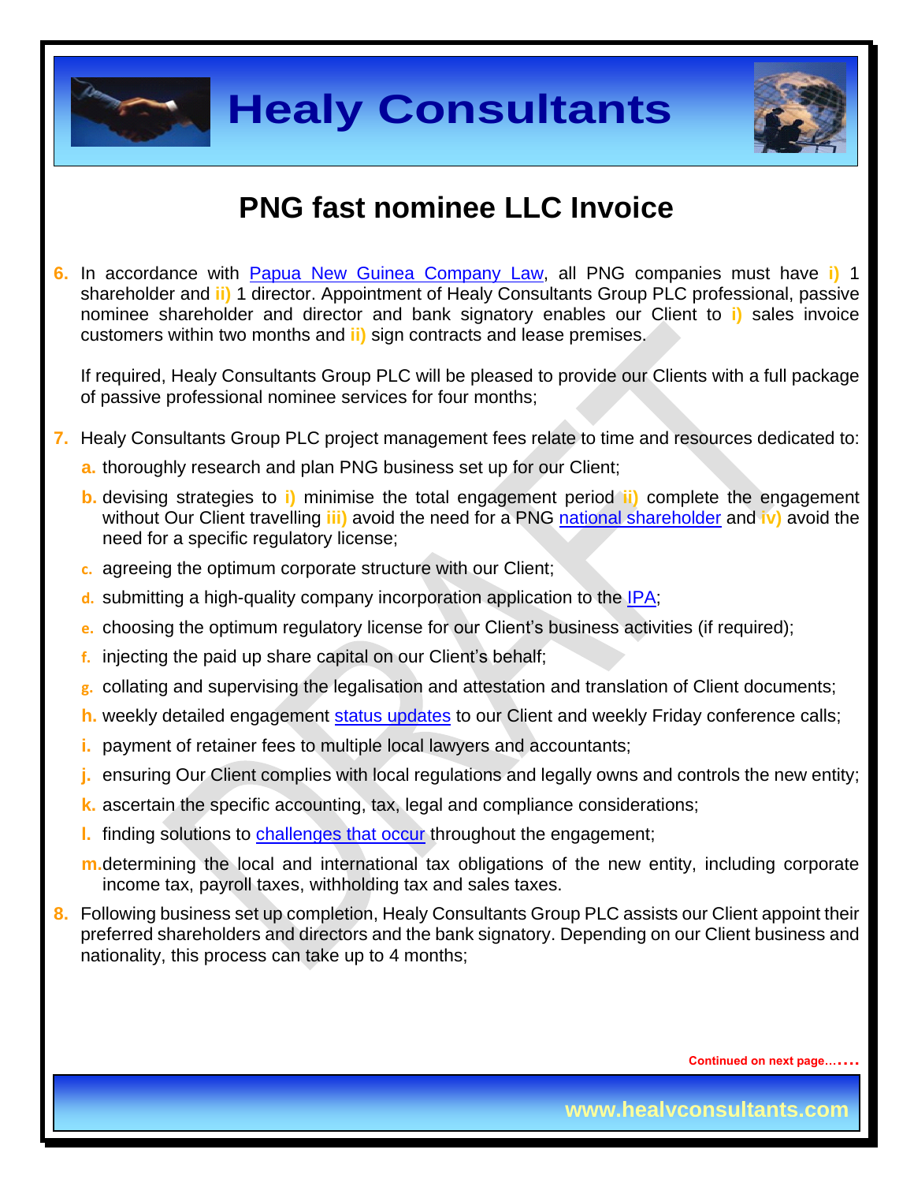# PNG fast nominee LLC Invoice

6. In accordance with Papua New Guinea Company Law, all PNG companies must have **i)** 1 shareholder and **ii)** 1 director. Appointment of Healy Consultants Group PLC professional, passive nominee shareholder and director and bank signatory enables our Client to **i)** sales invoice customers within two months and **ii)** sign contracts and lease premises.

   If required, Healy Consultants Group PLC will be pleased to provide our Clients with a full package of passive professional nominee services for four months;

7. Healy Consultants Group PLC project management fees relate to time and resources dedicated to:
   a. thoroughly research and plan PNG business set up for our Client;
   b. devising strategies to **i)** minimise the total engagement period **ii)** complete the engagement without Our Client travelling **iii)** avoid the need for a PNG national shareholder and **iv)** avoid the need for a specific regulatory license;
   c. agreeing the optimum corporate structure with our Client;
   d. submitting a high-quality company incorporation application to the IPA;
   e. choosing the optimum regulatory license for our Client's business activities (if required);
   f. injecting the paid up share capital on our Client's behalf;
   g. collating and supervising the legalisation and attestation and translation of Client documents;
   h. weekly detailed engagement status updates to our Client and weekly Friday conference calls;
   i. payment of retainer fees to multiple local lawyers and accountants;
   j. ensuring Our Client complies with local regulations and legally owns and controls the new entity;
   k. ascertain the specific accounting, tax, legal and compliance considerations;
   l. finding solutions to challenges that occur throughout the engagement;
   m. determining the local and international tax obligations of the new entity, including corporate income tax, payroll taxes, withholding tax and sales taxes.

8. Following business set up completion, Healy Consultants Group PLC assists our Client appoint their preferred shareholders and directors and the bank signatory. Depending on our Client business and nationality, this process can take up to 4 months;

Continued on next page…….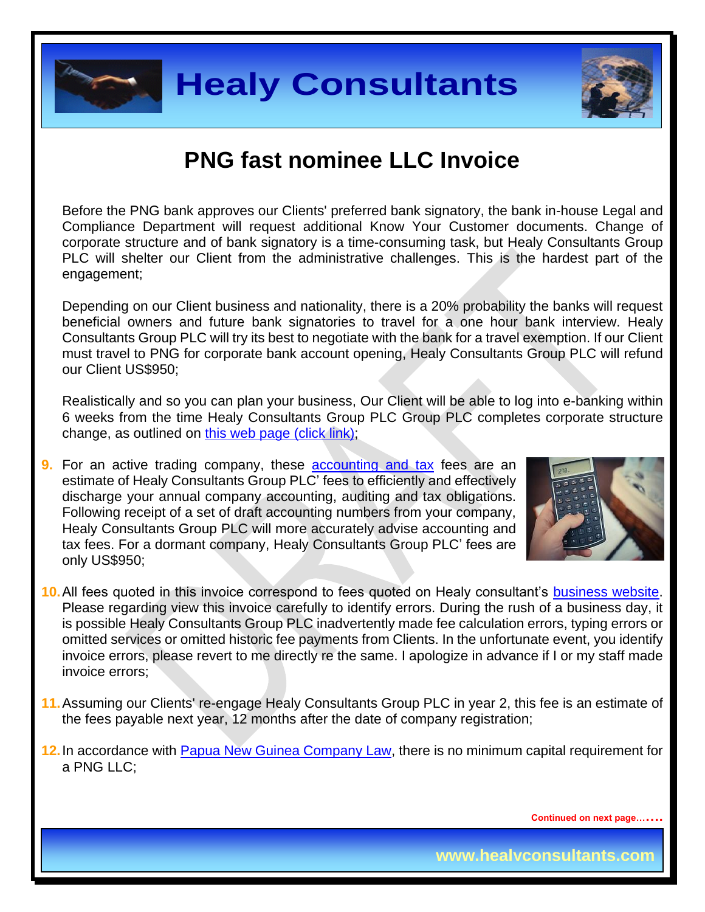# PNG fast nominee LLC Invoice

Before the PNG bank approves our Clients' preferred bank signatory, the bank in-house Legal and Compliance Department will request additional Know Your Customer documents. Change of corporate structure and of bank signatory is a time-consuming task, but Healy Consultants Group PLC will shelter our Client from the administrative challenges. This is the hardest part of the engagement;

Depending on our Client business and nationality, there is a 20% probability the banks will request beneficial owners and future bank signatories to travel for a one hour bank interview. Healy Consultants Group PLC will try its best to negotiate with the bank for a travel exemption. If our Client must travel to PNG for corporate bank account opening, Healy Consultants Group PLC will refund our Client US$950;

Realistically and so you can plan your business, Our Client will be able to log into e-banking within 6 weeks from the time Healy Consultants Group PLC Group PLC completes corporate structure change, as outlined on this web page (click link);

9. For an active trading company, these accounting and tax fees are an estimate of Healy Consultants Group PLC' fees to efficiently and effectively discharge your annual company accounting, auditing and tax obligations. Following receipt of a set of draft accounting numbers from your company, Healy Consultants Group PLC will more accurately advise accounting and tax fees. For a dormant company, Healy Consultants Group PLC' fees are only US$950;

10. All fees quoted in this invoice correspond to fees quoted on Healy consultant's business website. Please regarding view this invoice carefully to identify errors. During the rush of a business day, it is possible Healy Consultants Group PLC inadvertently made fee calculation errors, typing errors or omitted services or omitted historic fee payments from Clients. In the unfortunate event, you identify invoice errors, please revert to me directly re the same. I apologize in advance if I or my staff made invoice errors;

11. Assuming our Clients' re-engage Healy Consultants Group PLC in year 2, this fee is an estimate of the fees payable next year, 12 months after the date of company registration;

12. In accordance with Papua New Guinea Company Law, there is no minimum capital requirement for a PNG LLC;

Continued on next page…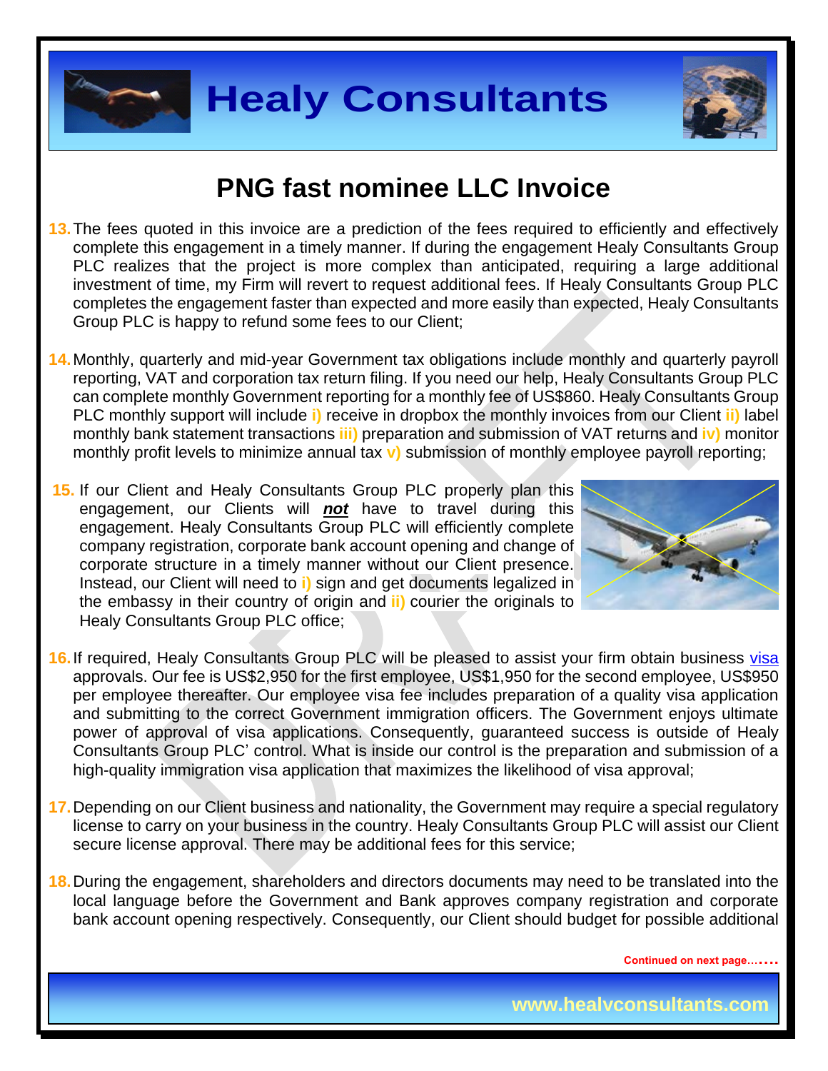# PNG fast nominee LLC Invoice

13. The fees quoted in this invoice are a prediction of the fees required to efficiently and effectively complete this engagement in a timely manner. If during the engagement Healy Consultants Group PLC realizes that the project is more complex than anticipated, requiring a large additional investment of time, my Firm will revert to request additional fees. If Healy Consultants Group PLC completes the engagement faster than expected and more easily than expected, Healy Consultants Group PLC is happy to refund some fees to our Client;

14. Monthly, quarterly and mid-year Government tax obligations include monthly and quarterly payroll reporting, VAT and corporation tax return filing. If you need our help, Healy Consultants Group PLC can complete monthly Government reporting for a monthly fee of US$860. Healy Consultants Group PLC monthly support will include **i)** receive in dropbox the monthly invoices from our Client **ii)** label monthly bank statement transactions **iii)** preparation and submission of VAT returns and **iv)** monitor monthly profit levels to minimize annual tax **v)** submission of monthly employee payroll reporting;

15. If our Client and Healy Consultants Group PLC properly plan this engagement, our Clients will ***not*** have to travel during this engagement. Healy Consultants Group PLC will efficiently complete company registration, corporate bank account opening and change of corporate structure in a timely manner without our Client presence. Instead, our Client will need to **i)** sign and get documents legalized in the embassy in their country of origin and **ii)** courier the originals to Healy Consultants Group PLC office;

16. If required, Healy Consultants Group PLC will be pleased to assist your firm obtain business visa approvals. Our fee is US$2,950 for the first employee, US$1,950 for the second employee, US$950 per employee thereafter. Our employee visa fee includes preparation of a quality visa application and submitting to the correct Government immigration officers. The Government enjoys ultimate power of approval of visa applications. Consequently, guaranteed success is outside of Healy Consultants Group PLC' control. What is inside our control is the preparation and submission of a high-quality immigration visa application that maximizes the likelihood of visa approval;

17. Depending on our Client business and nationality, the Government may require a special regulatory license to carry on your business in the country. Healy Consultants Group PLC will assist our Client secure license approval. There may be additional fees for this service;

18. During the engagement, shareholders and directors documents may need to be translated into the local language before the Government and Bank approves company registration and corporate bank account opening respectively. Consequently, our Client should budget for possible additional

Continued on next page…….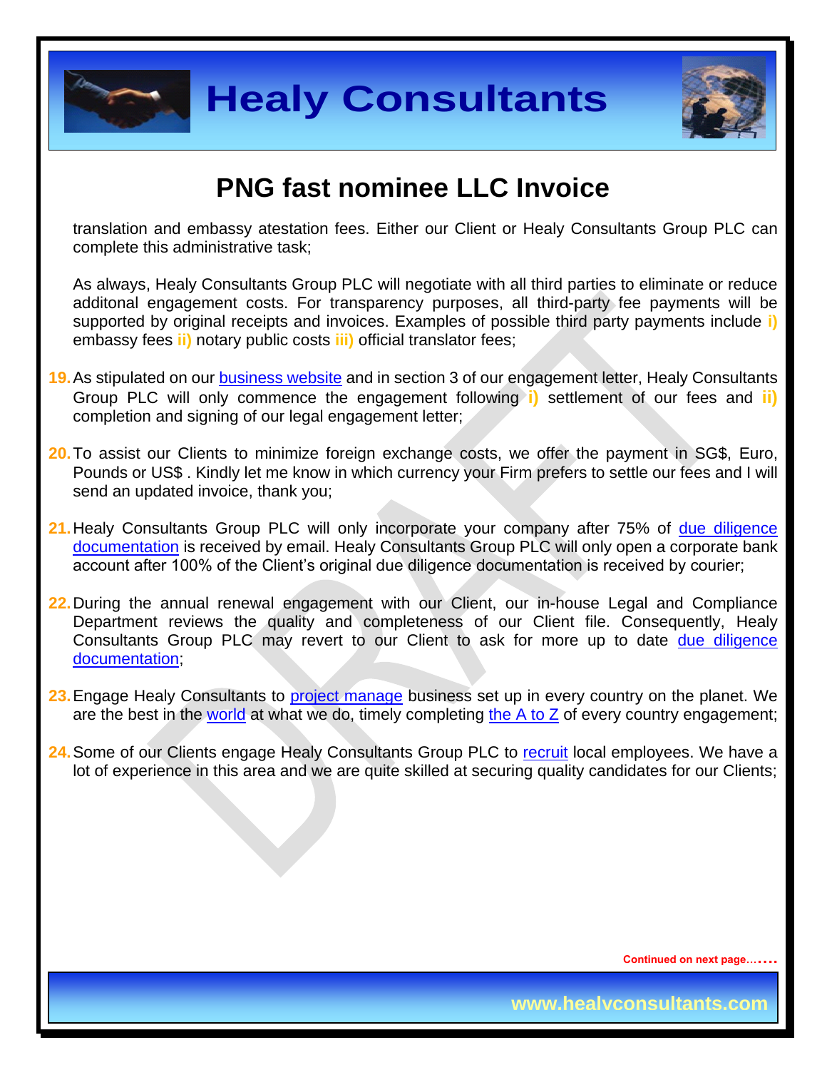# PNG fast nominee LLC Invoice

translation and embassy atestation fees. Either our Client or Healy Consultants Group PLC can complete this administrative task;

As always, Healy Consultants Group PLC will negotiate with all third parties to eliminate or reduce additonal engagement costs. For transparency purposes, all third-party fee payments will be supported by original receipts and invoices. Examples of possible third party payments include **i)** embassy fees **ii)** notary public costs **iii)** official translator fees;

19. As stipulated on our business website and in section 3 of our engagement letter, Healy Consultants Group PLC will only commence the engagement following **i)** settlement of our fees and **ii)** completion and signing of our legal engagement letter;

20. To assist our Clients to minimize foreign exchange costs, we offer the payment in SG$, Euro, Pounds or US$ . Kindly let me know in which currency your Firm prefers to settle our fees and I will send an updated invoice, thank you;

21. Healy Consultants Group PLC will only incorporate your company after 75% of due diligence documentation is received by email. Healy Consultants Group PLC will only open a corporate bank account after 100% of the Client's original due diligence documentation is received by courier;

22. During the annual renewal engagement with our Client, our in-house Legal and Compliance Department reviews the quality and completeness of our Client file. Consequently, Healy Consultants Group PLC may revert to our Client to ask for more up to date due diligence documentation;

23. Engage Healy Consultants to project manage business set up in every country on the planet. We are the best in the world at what we do, timely completing the A to Z of every country engagement;

24. Some of our Clients engage Healy Consultants Group PLC to recruit local employees. We have a lot of experience in this area and we are quite skilled at securing quality candidates for our Clients;

Continued on next page……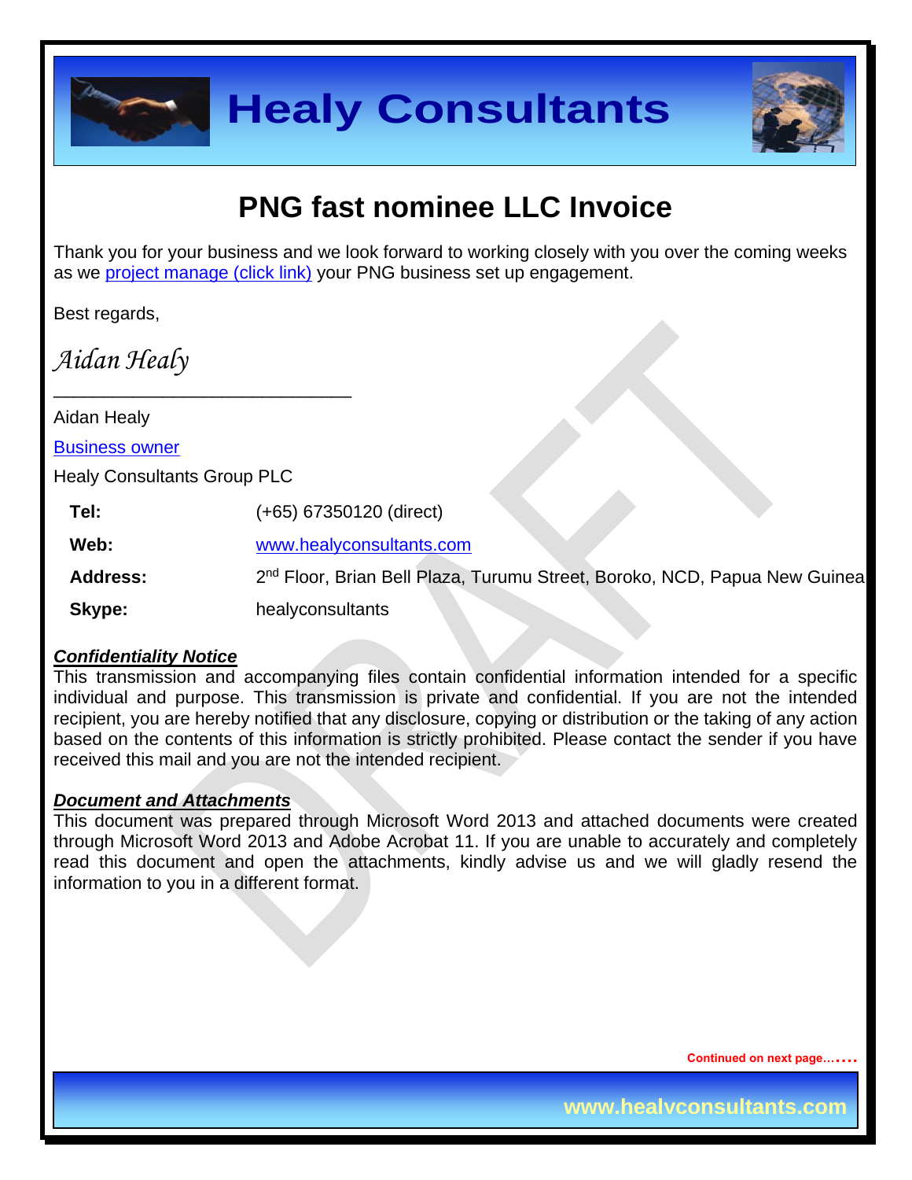# PNG fast nominee LLC Invoice

Thank you for your business and we look forward to working closely with you over the coming weeks as we [project manage (click link)] your PNG business set up engagement.

Best regards,

*Aidan Healy*

_______________________________

Aidan Healy

[Business owner]

Healy Consultants Group PLC

| | |
|---|---|
| **Tel:** | (+65) 67350120 (direct) |
| **Web:** | www.healyconsultants.com |
| **Address:** | 2nd Floor, Brian Bell Plaza, Turumu Street, Boroko, NCD, Papua New Guinea |
| **Skype:** | healyconsultants |

***Confidentiality Notice***

This transmission and accompanying files contain confidential information intended for a specific individual and purpose. This transmission is private and confidential. If you are not the intended recipient, you are hereby notified that any disclosure, copying or distribution or the taking of any action based on the contents of this information is strictly prohibited. Please contact the sender if you have received this mail and you are not the intended recipient.

***Document and Attachments***

This document was prepared through Microsoft Word 2013 and attached documents were created through Microsoft Word 2013 and Adobe Acrobat 11. If you are unable to accurately and completely read this document and open the attachments, kindly advise us and we will gladly resend the information to you in a different format.

**Continued on next page…….**